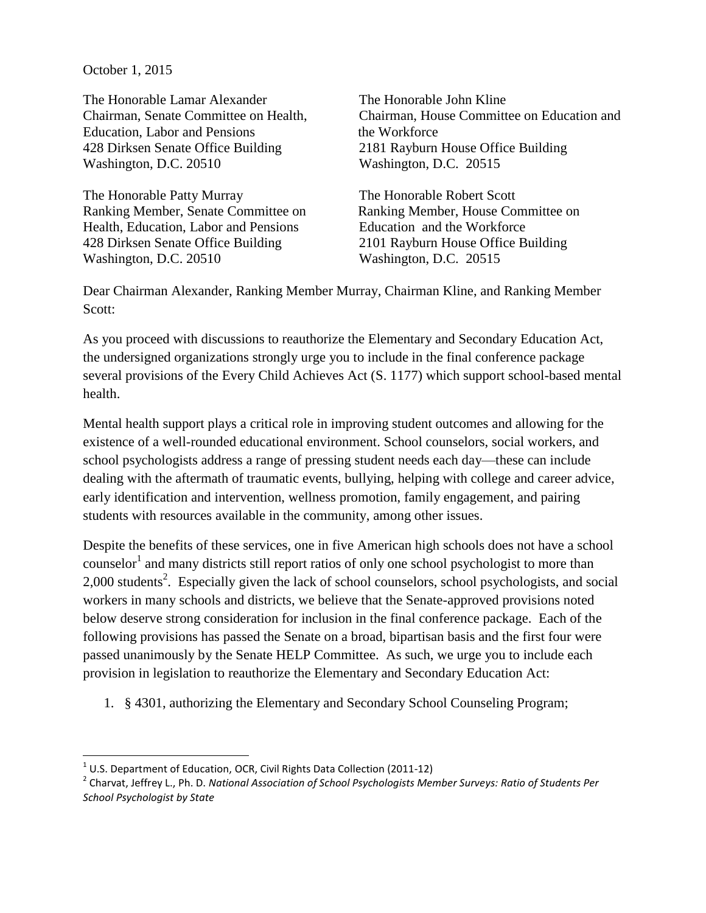October 1, 2015

The Honorable Lamar Alexander
Chairman, Senate Committee on Health, Education, Labor and Pensions
428 Dirksen Senate Office Building
Washington, D.C. 20510

The Honorable John Kline
Chairman, House Committee on Education and the Workforce
2181 Rayburn House Office Building
Washington, D.C. 20515

The Honorable Patty Murray
Ranking Member, Senate Committee on Health, Education, Labor and Pensions
428 Dirksen Senate Office Building
Washington, D.C. 20510

The Honorable Robert Scott
Ranking Member, House Committee on Education and the Workforce
2101 Rayburn House Office Building
Washington, D.C. 20515

Dear Chairman Alexander, Ranking Member Murray, Chairman Kline, and Ranking Member Scott:

As you proceed with discussions to reauthorize the Elementary and Secondary Education Act, the undersigned organizations strongly urge you to include in the final conference package several provisions of the Every Child Achieves Act (S. 1177) which support school-based mental health.

Mental health support plays a critical role in improving student outcomes and allowing for the existence of a well-rounded educational environment. School counselors, social workers, and school psychologists address a range of pressing student needs each day—these can include dealing with the aftermath of traumatic events, bullying, helping with college and career advice, early identification and intervention, wellness promotion, family engagement, and pairing students with resources available in the community, among other issues.

Despite the benefits of these services, one in five American high schools does not have a school counselor[1] and many districts still report ratios of only one school psychologist to more than 2,000 students[2]. Especially given the lack of school counselors, school psychologists, and social workers in many schools and districts, we believe that the Senate-approved provisions noted below deserve strong consideration for inclusion in the final conference package. Each of the following provisions has passed the Senate on a broad, bipartisan basis and the first four were passed unanimously by the Senate HELP Committee. As such, we urge you to include each provision in legislation to reauthorize the Elementary and Secondary Education Act:

1. § 4301, authorizing the Elementary and Secondary School Counseling Program;

---

[1] U.S. Department of Education, OCR, Civil Rights Data Collection (2011-12)

[2] Charvat, Jeffrey L., Ph. D. *National Association of School Psychologists Member Surveys: Ratio of Students Per School Psychologist by State*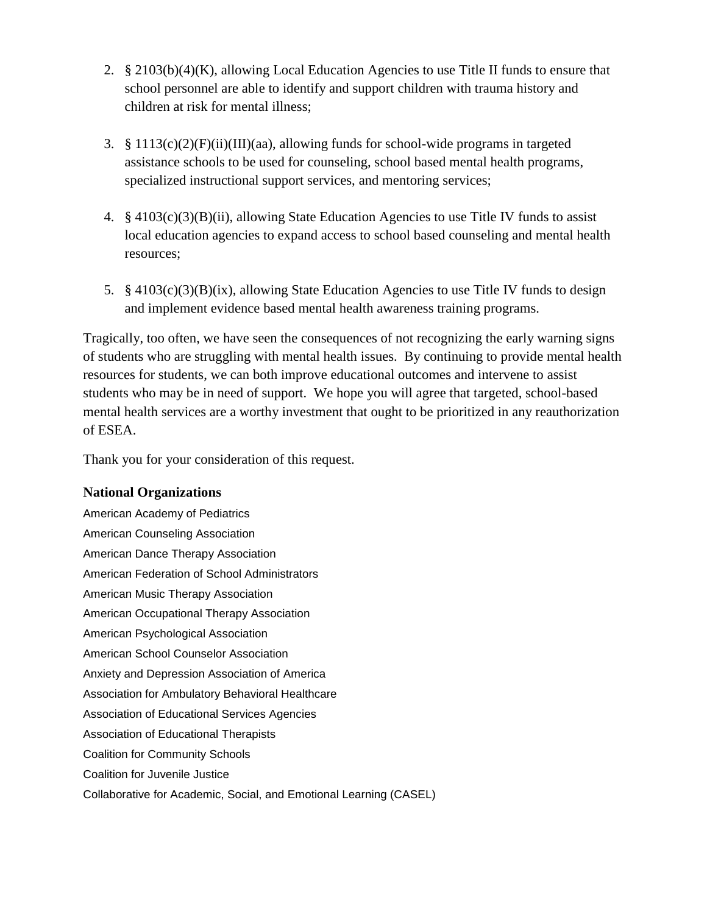2. § 2103(b)(4)(K), allowing Local Education Agencies to use Title II funds to ensure that school personnel are able to identify and support children with trauma history and children at risk for mental illness;

3. § 1113(c)(2)(F)(ii)(III)(aa), allowing funds for school-wide programs in targeted assistance schools to be used for counseling, school based mental health programs, specialized instructional support services, and mentoring services;

4. § 4103(c)(3)(B)(ii), allowing State Education Agencies to use Title IV funds to assist local education agencies to expand access to school based counseling and mental health resources;

5. § 4103(c)(3)(B)(ix), allowing State Education Agencies to use Title IV funds to design and implement evidence based mental health awareness training programs.

Tragically, too often, we have seen the consequences of not recognizing the early warning signs of students who are struggling with mental health issues. By continuing to provide mental health resources for students, we can both improve educational outcomes and intervene to assist students who may be in need of support. We hope you will agree that targeted, school-based mental health services are a worthy investment that ought to be prioritized in any reauthorization of ESEA.

Thank you for your consideration of this request.

**National Organizations**

American Academy of Pediatrics
American Counseling Association
American Dance Therapy Association
American Federation of School Administrators
American Music Therapy Association
American Occupational Therapy Association
American Psychological Association
American School Counselor Association
Anxiety and Depression Association of America
Association for Ambulatory Behavioral Healthcare
Association of Educational Services Agencies
Association of Educational Therapists
Coalition for Community Schools
Coalition for Juvenile Justice
Collaborative for Academic, Social, and Emotional Learning (CASEL)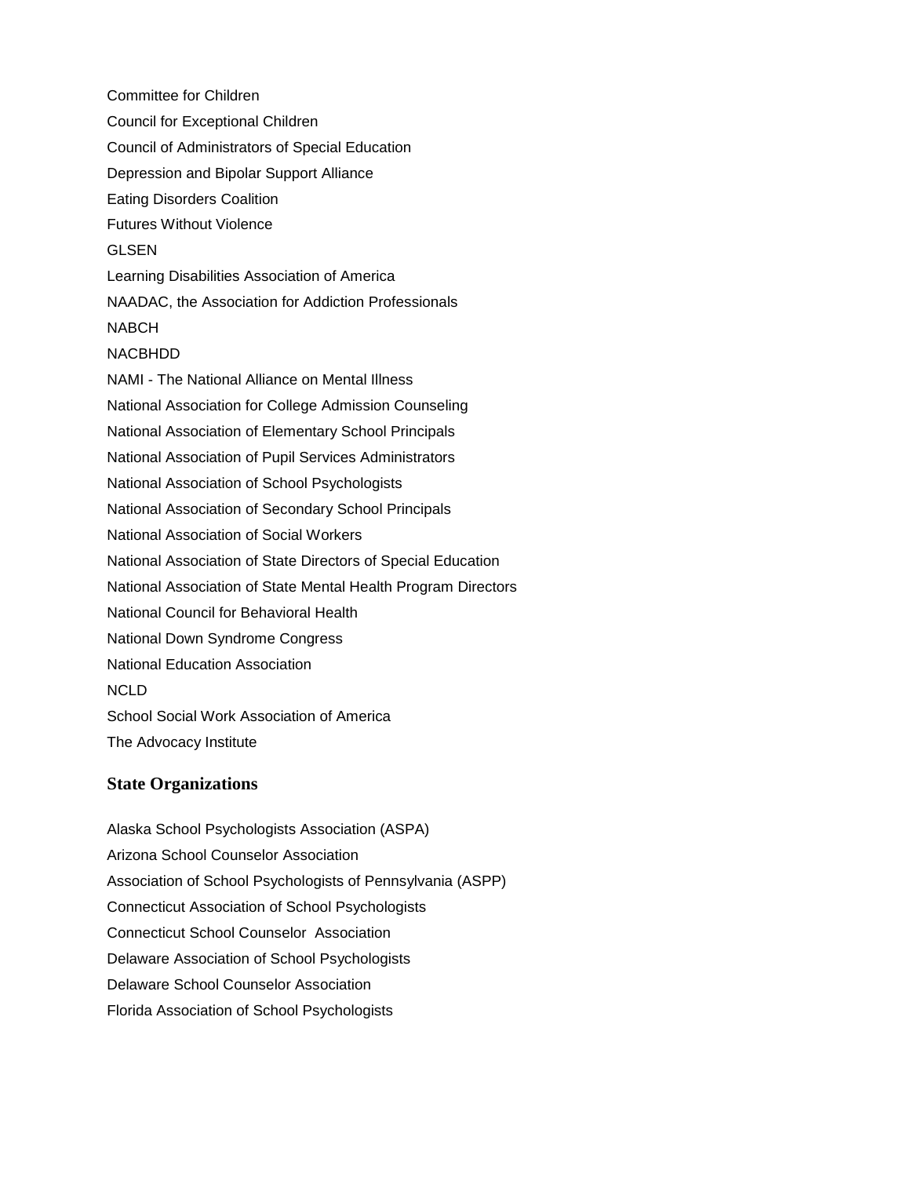Committee for Children

Council for Exceptional Children

Council of Administrators of Special Education

Depression and Bipolar Support Alliance

Eating Disorders Coalition

Futures Without Violence

GLSEN

Learning Disabilities Association of America

NAADAC, the Association for Addiction Professionals

NABCH

NACBHDD

NAMI - The National Alliance on Mental Illness

National Association for College Admission Counseling

National Association of Elementary School Principals

National Association of Pupil Services Administrators

National Association of School Psychologists

National Association of Secondary School Principals

National Association of Social Workers

National Association of State Directors of Special Education

National Association of State Mental Health Program Directors

National Council for Behavioral Health

National Down Syndrome Congress

National Education Association

NCLD

School Social Work Association of America

The Advocacy Institute

## State Organizations

Alaska School Psychologists Association (ASPA)

Arizona School Counselor Association

Association of School Psychologists of Pennsylvania (ASPP)

Connecticut Association of School Psychologists

Connecticut School Counselor Association

Delaware Association of School Psychologists

Delaware School Counselor Association

Florida Association of School Psychologists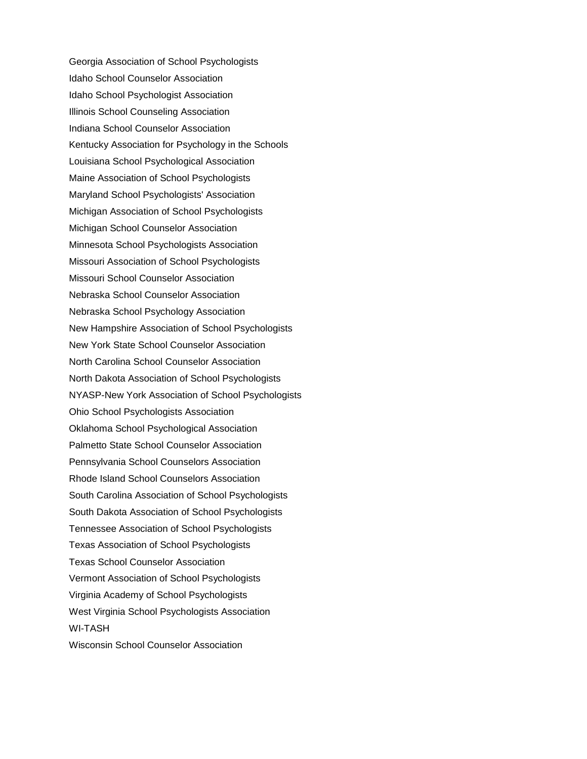Georgia Association of School Psychologists

Idaho School Counselor Association

Idaho School Psychologist Association

Illinois School Counseling Association

Indiana School Counselor Association

Kentucky Association for Psychology in the Schools

Louisiana School Psychological Association

Maine Association of School Psychologists

Maryland School Psychologists' Association

Michigan Association of School Psychologists

Michigan School Counselor Association

Minnesota School Psychologists Association

Missouri Association of School Psychologists

Missouri School Counselor Association

Nebraska School Counselor Association

Nebraska School Psychology Association

New Hampshire Association of School Psychologists

New York State School Counselor Association

North Carolina School Counselor Association

North Dakota Association of School Psychologists

NYASP-New York Association of School Psychologists

Ohio School Psychologists Association

Oklahoma School Psychological Association

Palmetto State School Counselor Association

Pennsylvania School Counselors Association

Rhode Island School Counselors Association

South Carolina Association of School Psychologists

South Dakota Association of School Psychologists

Tennessee Association of School Psychologists

Texas Association of School Psychologists

Texas School Counselor Association

Vermont Association of School Psychologists

Virginia Academy of School Psychologists

West Virginia School Psychologists Association

WI-TASH

Wisconsin School Counselor Association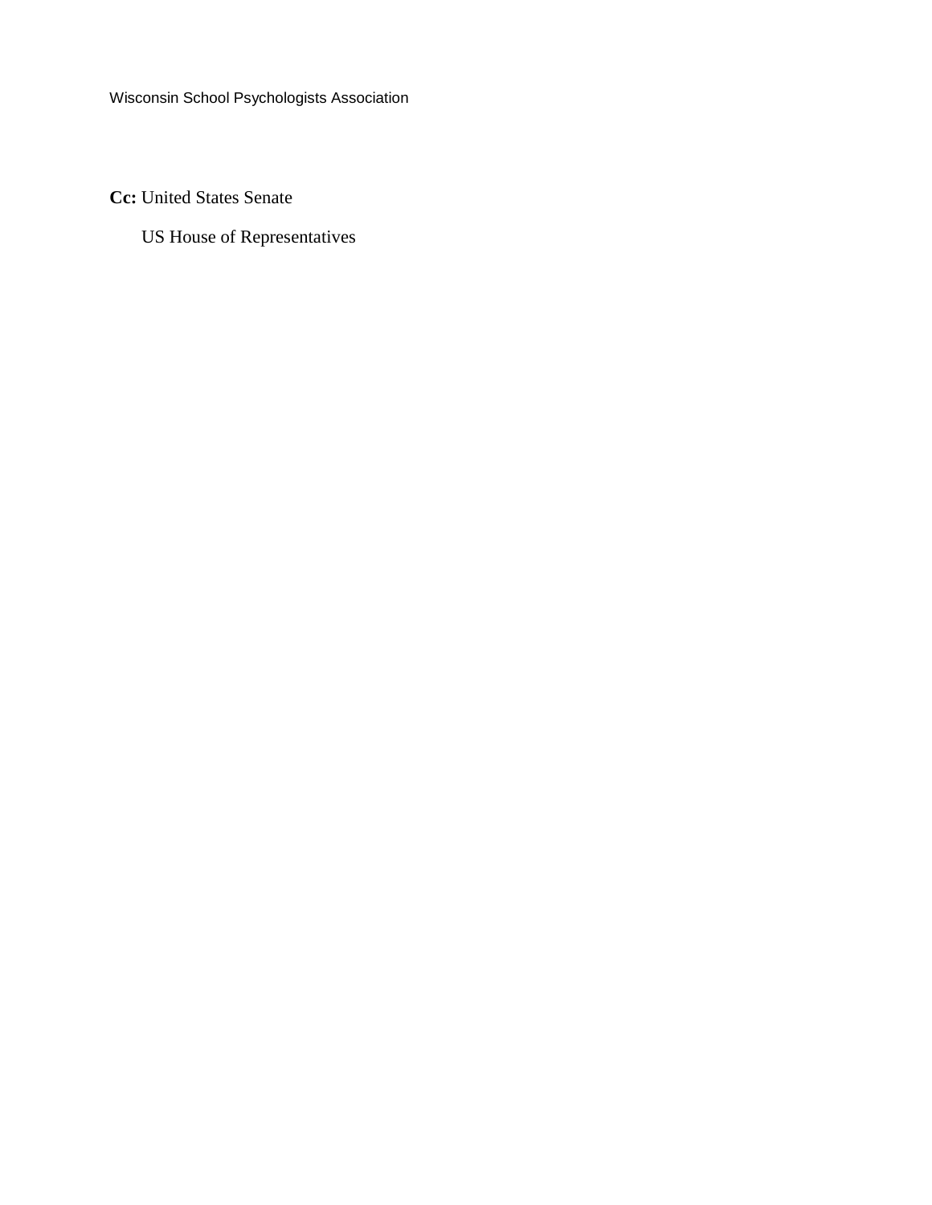Wisconsin School Psychologists Association

**Cc:** United States Senate

US House of Representatives